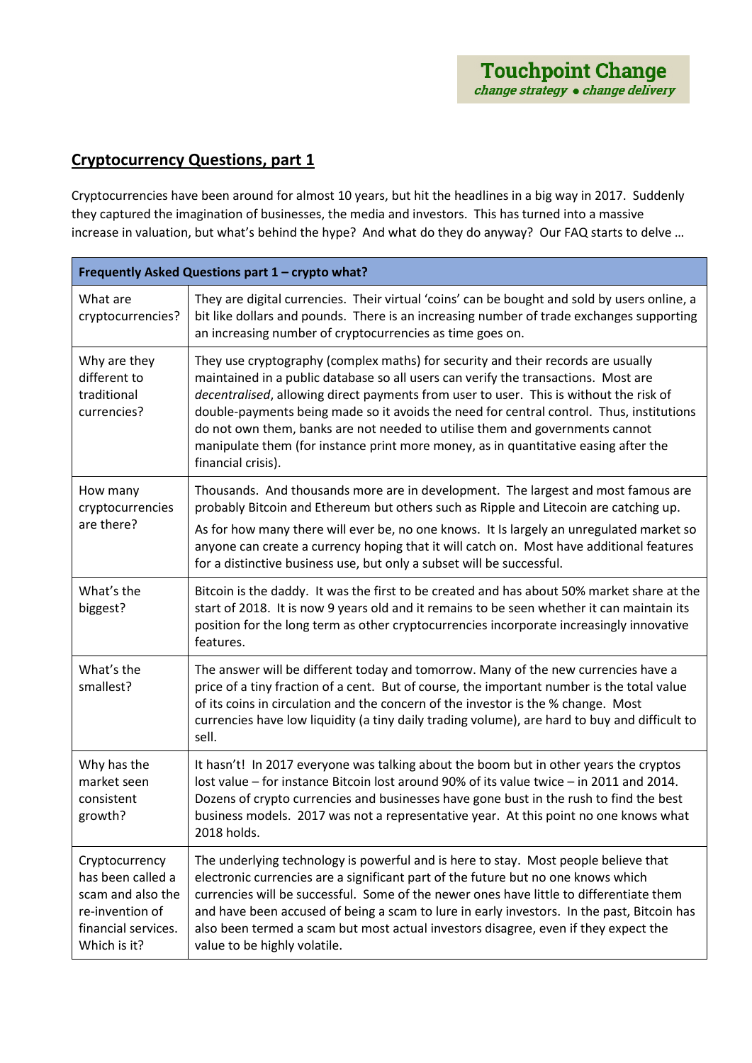**Touchpoint Change**
*change strategy • change delivery*

## Cryptocurrency Questions, part 1

Cryptocurrencies have been around for almost 10 years, but hit the headlines in a big way in 2017. Suddenly they captured the imagination of businesses, the media and investors. This has turned into a massive increase in valuation, but what's behind the hype? And what do they do anyway? Our FAQ starts to delve …

| **Frequently Asked Questions part 1 – crypto what?** | |
|---|---|
| What are cryptocurrencies? | They are digital currencies. Their virtual 'coins' can be bought and sold by users online, a bit like dollars and pounds. There is an increasing number of trade exchanges supporting an increasing number of cryptocurrencies as time goes on. |
| Why are they different to traditional currencies? | They use cryptography (complex maths) for security and their records are usually maintained in a public database so all users can verify the transactions. Most are *decentralised*, allowing direct payments from user to user. This is without the risk of double-payments being made so it avoids the need for central control. Thus, institutions do not own them, banks are not needed to utilise them and governments cannot manipulate them (for instance print more money, as in quantitative easing after the financial crisis). |
| How many cryptocurrencies are there? | Thousands. And thousands more are in development. The largest and most famous are probably Bitcoin and Ethereum but others such as Ripple and Litecoin are catching up.<br>As for how many there will ever be, no one knows. It Is largely an unregulated market so anyone can create a currency hoping that it will catch on. Most have additional features for a distinctive business use, but only a subset will be successful. |
| What's the biggest? | Bitcoin is the daddy. It was the first to be created and has about 50% market share at the start of 2018. It is now 9 years old and it remains to be seen whether it can maintain its position for the long term as other cryptocurrencies incorporate increasingly innovative features. |
| What's the smallest? | The answer will be different today and tomorrow. Many of the new currencies have a price of a tiny fraction of a cent. But of course, the important number is the total value of its coins in circulation and the concern of the investor is the % change. Most currencies have low liquidity (a tiny daily trading volume), are hard to buy and difficult to sell. |
| Why has the market seen consistent growth? | It hasn't! In 2017 everyone was talking about the boom but in other years the cryptos lost value – for instance Bitcoin lost around 90% of its value twice – in 2011 and 2014. Dozens of crypto currencies and businesses have gone bust in the rush to find the best business models. 2017 was not a representative year. At this point no one knows what 2018 holds. |
| Cryptocurrency has been called a scam and also the re-invention of financial services. Which is it? | The underlying technology is powerful and is here to stay. Most people believe that electronic currencies are a significant part of the future but no one knows which currencies will be successful. Some of the newer ones have little to differentiate them and have been accused of being a scam to lure in early investors. In the past, Bitcoin has also been termed a scam but most actual investors disagree, even if they expect the value to be highly volatile. |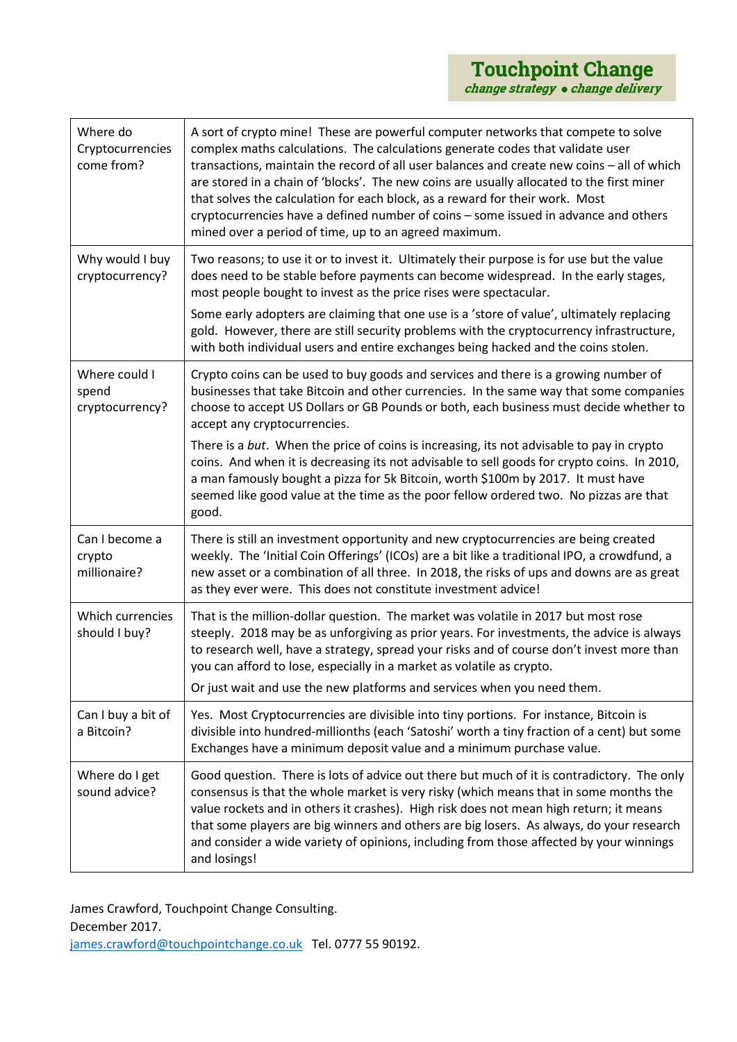**Touchpoint Change**
*change strategy • change delivery*

| | |
|---|---|
| Where do Cryptocurrencies come from? | A sort of crypto mine! These are powerful computer networks that compete to solve complex maths calculations. The calculations generate codes that validate user transactions, maintain the record of all user balances and create new coins – all of which are stored in a chain of 'blocks'. The new coins are usually allocated to the first miner that solves the calculation for each block, as a reward for their work. Most cryptocurrencies have a defined number of coins – some issued in advance and others mined over a period of time, up to an agreed maximum. |
| Why would I buy cryptocurrency? | Two reasons; to use it or to invest it. Ultimately their purpose is for use but the value does need to be stable before payments can become widespread. In the early stages, most people bought to invest as the price rises were spectacular.<br><br>Some early adopters are claiming that one use is a 'store of value', ultimately replacing gold. However, there are still security problems with the cryptocurrency infrastructure, with both individual users and entire exchanges being hacked and the coins stolen. |
| Where could I spend cryptocurrency? | Crypto coins can be used to buy goods and services and there is a growing number of businesses that take Bitcoin and other currencies. In the same way that some companies choose to accept US Dollars or GB Pounds or both, each business must decide whether to accept any cryptocurrencies.<br><br>There is a *but*. When the price of coins is increasing, its not advisable to pay in crypto coins. And when it is decreasing its not advisable to sell goods for crypto coins. In 2010, a man famously bought a pizza for 5k Bitcoin, worth $100m by 2017. It must have seemed like good value at the time as the poor fellow ordered two. No pizzas are that good. |
| Can I become a crypto millionaire? | There is still an investment opportunity and new cryptocurrencies are being created weekly. The 'Initial Coin Offerings' (ICOs) are a bit like a traditional IPO, a crowdfund, a new asset or a combination of all three. In 2018, the risks of ups and downs are as great as they ever were. This does not constitute investment advice! |
| Which currencies should I buy? | That is the million-dollar question. The market was volatile in 2017 but most rose steeply. 2018 may be as unforgiving as prior years. For investments, the advice is always to research well, have a strategy, spread your risks and of course don't invest more than you can afford to lose, especially in a market as volatile as crypto.<br><br>Or just wait and use the new platforms and services when you need them. |
| Can I buy a bit of a Bitcoin? | Yes. Most Cryptocurrencies are divisible into tiny portions. For instance, Bitcoin is divisible into hundred-millionths (each 'Satoshi' worth a tiny fraction of a cent) but some Exchanges have a minimum deposit value and a minimum purchase value. |
| Where do I get sound advice? | Good question. There is lots of advice out there but much of it is contradictory. The only consensus is that the whole market is very risky (which means that in some months the value rockets and in others it crashes). High risk does not mean high return; it means that some players are big winners and others are big losers. As always, do your research and consider a wide variety of opinions, including from those affected by your winnings and losings! |

James Crawford, Touchpoint Change Consulting.
December 2017.
james.crawford@touchpointchange.co.uk Tel. 0777 55 90192.